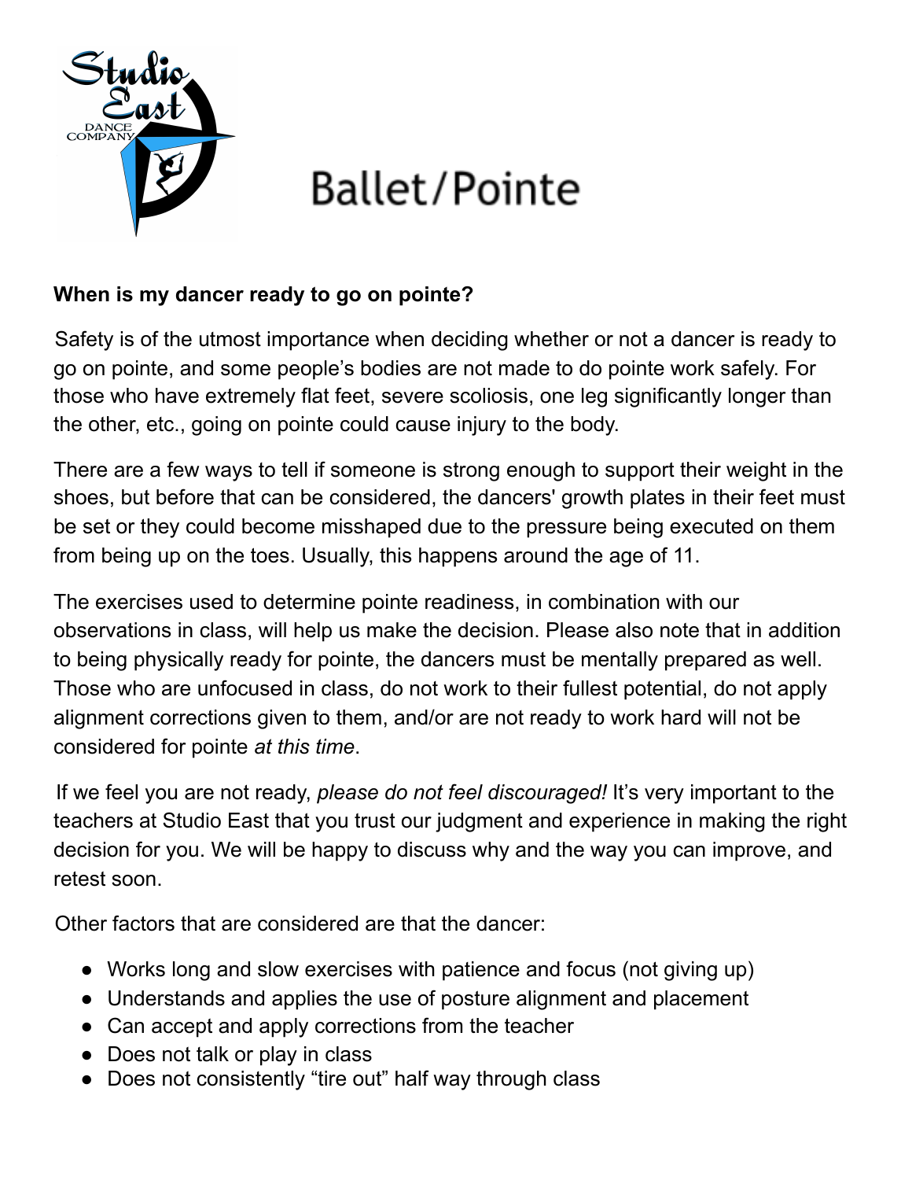# Ballet/Pointe

**When is my dancer ready to go on pointe?**

Safety is of the utmost importance when deciding whether or not a dancer is ready to go on pointe, and some people's bodies are not made to do pointe work safely. For those who have extremely flat feet, severe scoliosis, one leg significantly longer than the other, etc., going on pointe could cause injury to the body.

There are a few ways to tell if someone is strong enough to support their weight in the shoes, but before that can be considered, the dancers' growth plates in their feet must be set or they could become misshaped due to the pressure being executed on them from being up on the toes. Usually, this happens around the age of 11.

The exercises used to determine pointe readiness, in combination with our observations in class, will help us make the decision. Please also note that in addition to being physically ready for pointe, the dancers must be mentally prepared as well. Those who are unfocused in class, do not work to their fullest potential, do not apply alignment corrections given to them, and/or are not ready to work hard will not be considered for pointe *at this time*.

If we feel you are not ready, *please do not feel discouraged!* It's very important to the teachers at Studio East that you trust our judgment and experience in making the right decision for you. We will be happy to discuss why and the way you can improve, and retest soon.

Other factors that are considered are that the dancer:

- Works long and slow exercises with patience and focus (not giving up)
- Understands and applies the use of posture alignment and placement
- Can accept and apply corrections from the teacher
- Does not talk or play in class
- Does not consistently "tire out" half way through class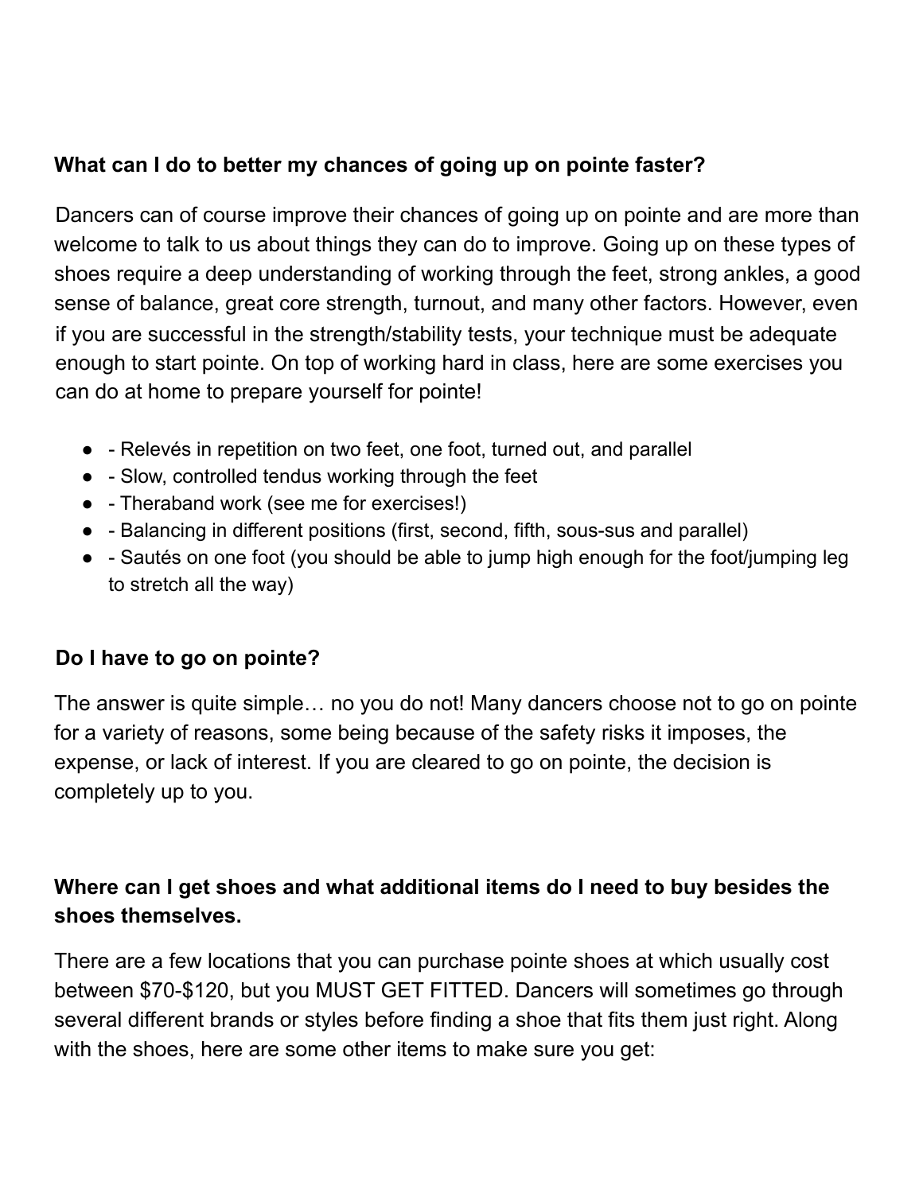**What can I do to better my chances of going up on pointe faster?**

Dancers can of course improve their chances of going up on pointe and are more than welcome to talk to us about things they can do to improve. Going up on these types of shoes require a deep understanding of working through the feet, strong ankles, a good sense of balance, great core strength, turnout, and many other factors. However, even if you are successful in the strength/stability tests, your technique must be adequate enough to start pointe. On top of working hard in class, here are some exercises you can do at home to prepare yourself for pointe!

- - Relevés in repetition on two feet, one foot, turned out, and parallel
- - Slow, controlled tendus working through the feet
- - Theraband work (see me for exercises!)
- - Balancing in different positions (first, second, fifth, sous-sus and parallel)
- - Sautés on one foot (you should be able to jump high enough for the foot/jumping leg to stretch all the way)

**Do I have to go on pointe?**

The answer is quite simple… no you do not! Many dancers choose not to go on pointe for a variety of reasons, some being because of the safety risks it imposes, the expense, or lack of interest. If you are cleared to go on pointe, the decision is completely up to you.

**Where can I get shoes and what additional items do I need to buy besides the shoes themselves.**

There are a few locations that you can purchase pointe shoes at which usually cost between $70-$120, but you MUST GET FITTED. Dancers will sometimes go through several different brands or styles before finding a shoe that fits them just right. Along with the shoes, here are some other items to make sure you get: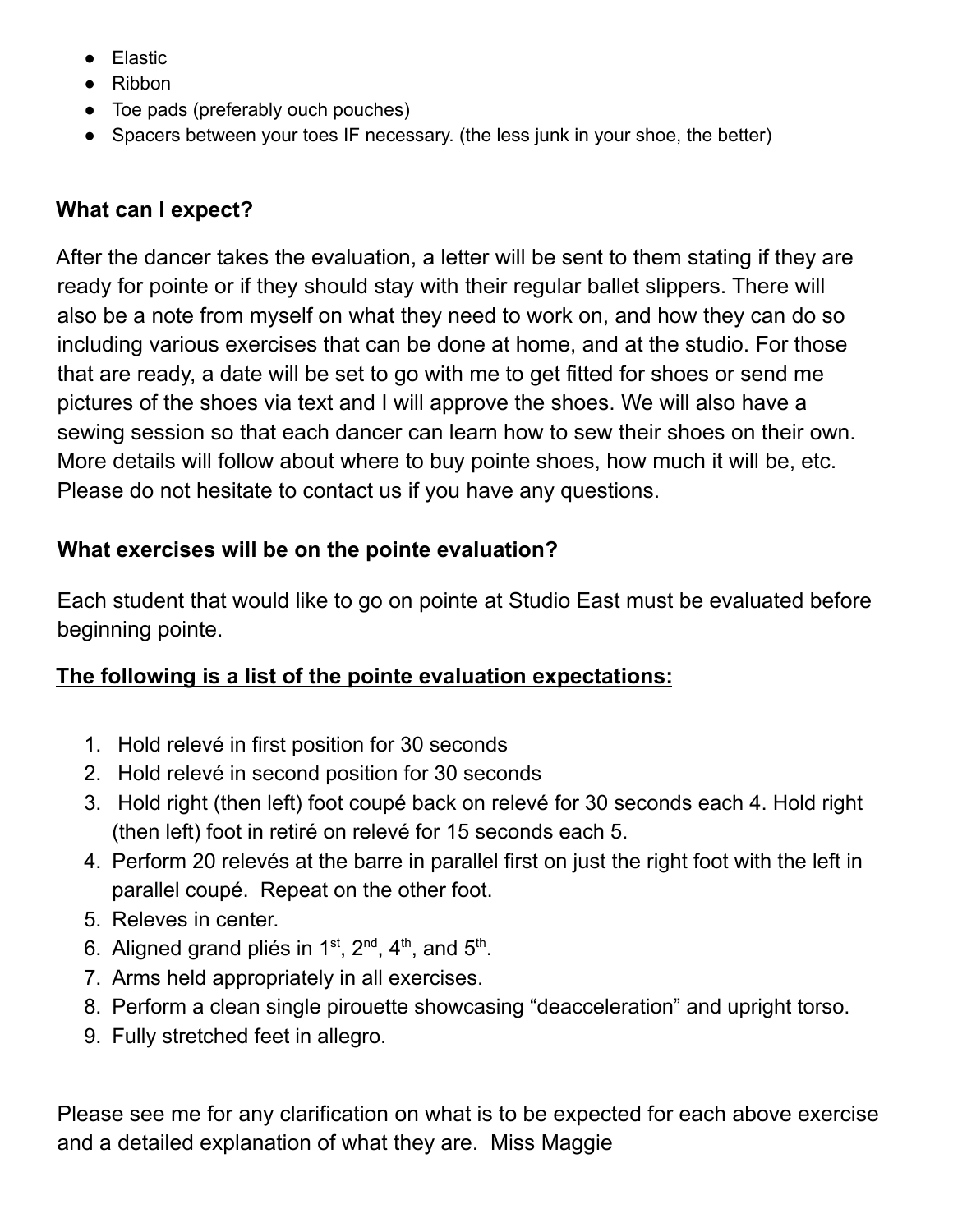- Elastic
- Ribbon
- Toe pads (preferably ouch pouches)
- Spacers between your toes IF necessary. (the less junk in your shoe, the better)

**What can I expect?**

After the dancer takes the evaluation, a letter will be sent to them stating if they are ready for pointe or if they should stay with their regular ballet slippers. There will also be a note from myself on what they need to work on, and how they can do so including various exercises that can be done at home, and at the studio. For those that are ready, a date will be set to go with me to get fitted for shoes or send me pictures of the shoes via text and I will approve the shoes. We will also have a sewing session so that each dancer can learn how to sew their shoes on their own. More details will follow about where to buy pointe shoes, how much it will be, etc. Please do not hesitate to contact us if you have any questions.

**What exercises will be on the pointe evaluation?**

Each student that would like to go on pointe at Studio East must be evaluated before beginning pointe.

**<u>The following is a list of the pointe evaluation expectations:</u>**

1. Hold relevé in first position for 30 seconds
2. Hold relevé in second position for 30 seconds
3. Hold right (then left) foot coupé back on relevé for 30 seconds each 4. Hold right (then left) foot in retiré on relevé for 15 seconds each 5.
4. Perform 20 relevés at the barre in parallel first on just the right foot with the left in parallel coupé. Repeat on the other foot.
5. Releves in center.
6. Aligned grand pliés in 1st, 2nd, 4th, and 5th.
7. Arms held appropriately in all exercises.
8. Perform a clean single pirouette showcasing "deacceleration" and upright torso.
9. Fully stretched feet in allegro.

Please see me for any clarification on what is to be expected for each above exercise and a detailed explanation of what they are. Miss Maggie